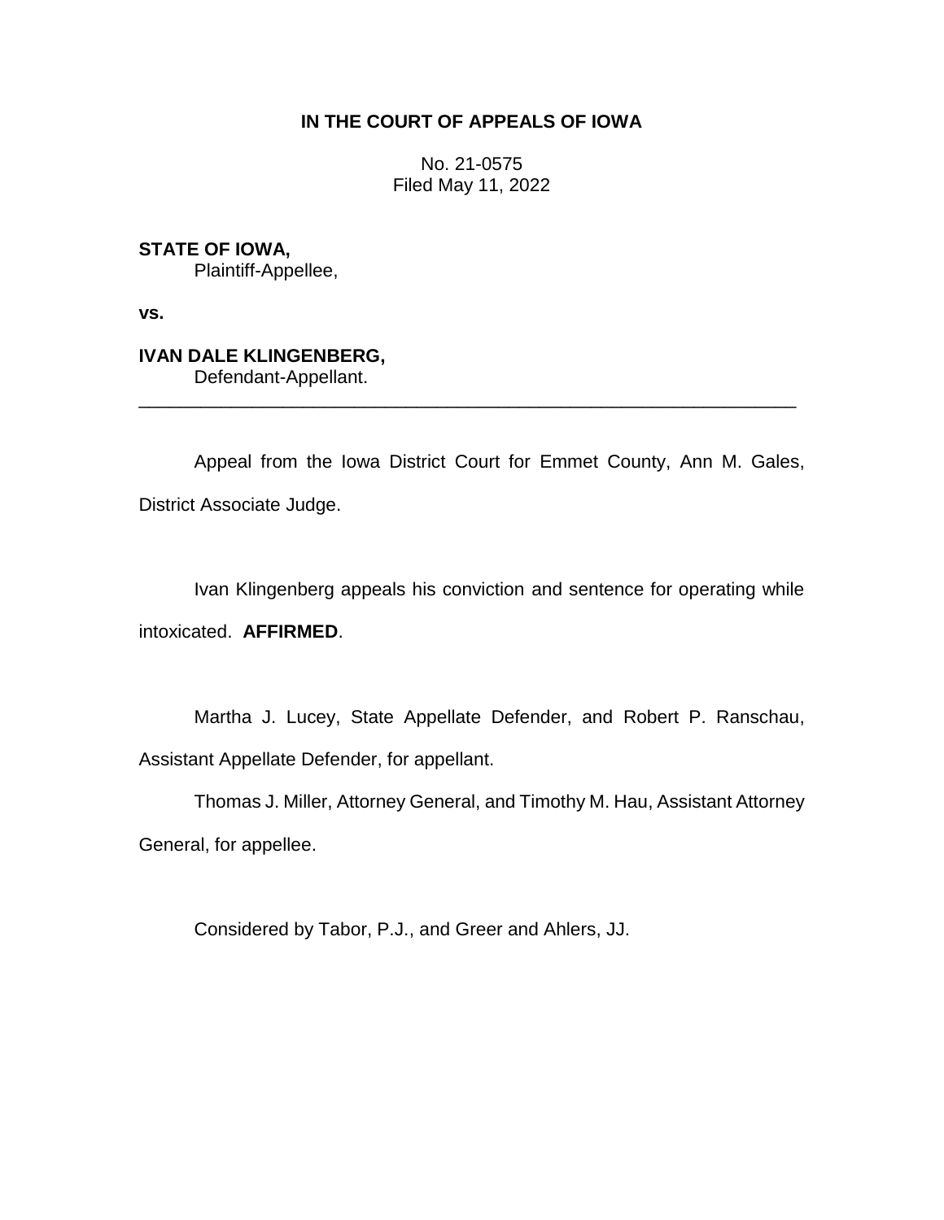# IN THE COURT OF APPEALS OF IOWA

No. 21-0575
Filed May 11, 2022

**STATE OF IOWA,**
Plaintiff-Appellee,

**vs.**

**IVAN DALE KLINGENBERG,**
Defendant-Appellant.

---

Appeal from the Iowa District Court for Emmet County, Ann M. Gales, District Associate Judge.

Ivan Klingenberg appeals his conviction and sentence for operating while intoxicated. **AFFIRMED**.

Martha J. Lucey, State Appellate Defender, and Robert P. Ranschau, Assistant Appellate Defender, for appellant.

Thomas J. Miller, Attorney General, and Timothy M. Hau, Assistant Attorney General, for appellee.

Considered by Tabor, P.J., and Greer and Ahlers, JJ.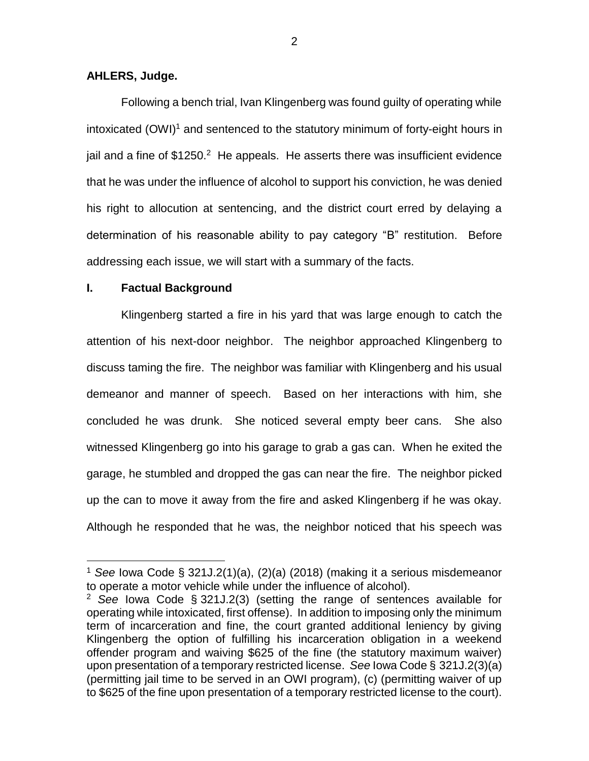**AHLERS, Judge.**

Following a bench trial, Ivan Klingenberg was found guilty of operating while intoxicated (OWI)[1] and sentenced to the statutory minimum of forty-eight hours in jail and a fine of $1250.[2] He appeals. He asserts there was insufficient evidence that he was under the influence of alcohol to support his conviction, he was denied his right to allocution at sentencing, and the district court erred by delaying a determination of his reasonable ability to pay category "B" restitution. Before addressing each issue, we will start with a summary of the facts.

## I. Factual Background

Klingenberg started a fire in his yard that was large enough to catch the attention of his next-door neighbor. The neighbor approached Klingenberg to discuss taming the fire. The neighbor was familiar with Klingenberg and his usual demeanor and manner of speech. Based on her interactions with him, she concluded he was drunk. She noticed several empty beer cans. She also witnessed Klingenberg go into his garage to grab a gas can. When he exited the garage, he stumbled and dropped the gas can near the fire. The neighbor picked up the can to move it away from the fire and asked Klingenberg if he was okay. Although he responded that he was, the neighbor noticed that his speech was

---

[1] *See* Iowa Code § 321J.2(1)(a), (2)(a) (2018) (making it a serious misdemeanor to operate a motor vehicle while under the influence of alcohol).

[2] *See* Iowa Code § 321J.2(3) (setting the range of sentences available for operating while intoxicated, first offense). In addition to imposing only the minimum term of incarceration and fine, the court granted additional leniency by giving Klingenberg the option of fulfilling his incarceration obligation in a weekend offender program and waiving $625 of the fine (the statutory maximum waiver) upon presentation of a temporary restricted license. *See* Iowa Code § 321J.2(3)(a) (permitting jail time to be served in an OWI program), (c) (permitting waiver of up to $625 of the fine upon presentation of a temporary restricted license to the court).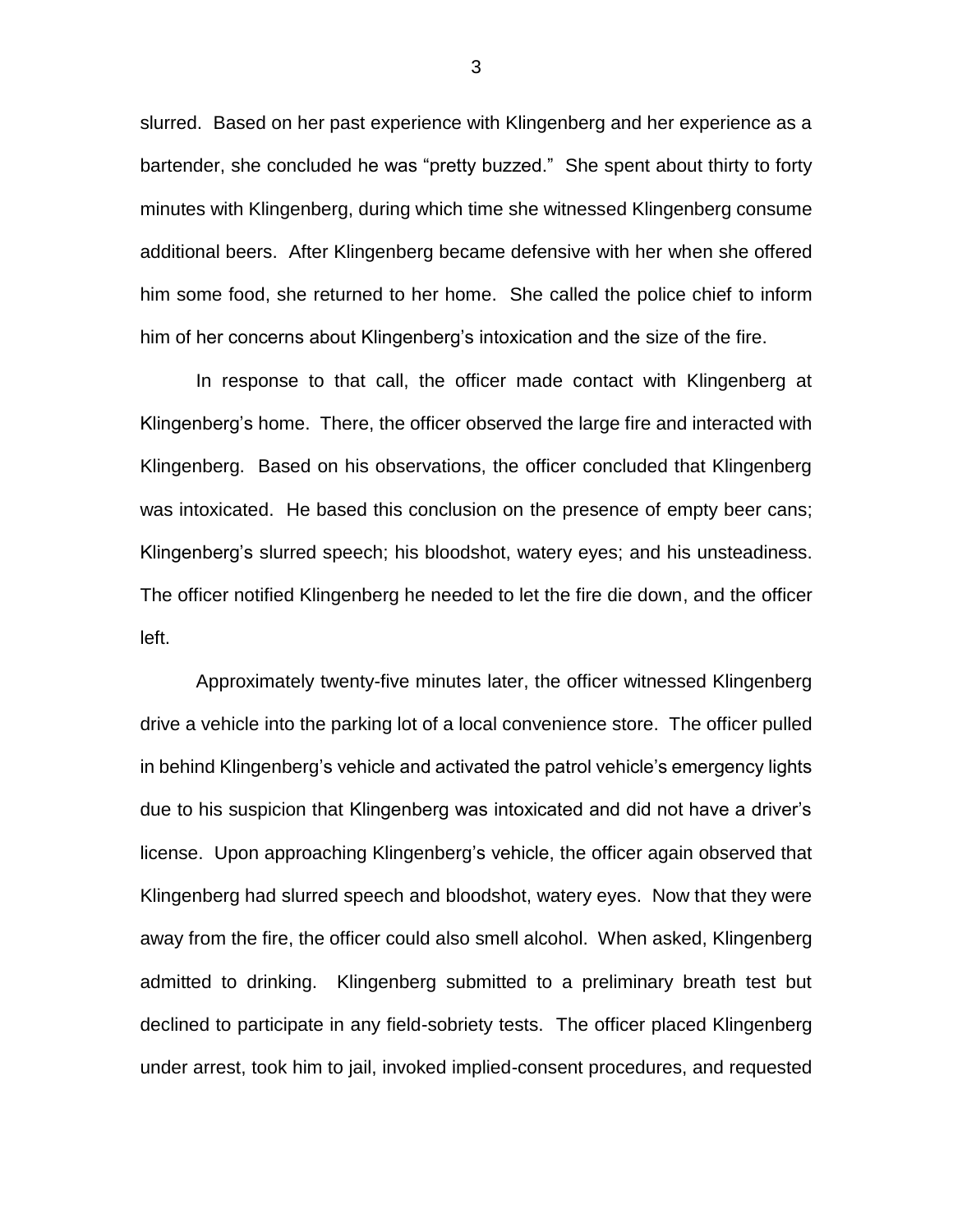slurred. Based on her past experience with Klingenberg and her experience as a bartender, she concluded he was "pretty buzzed." She spent about thirty to forty minutes with Klingenberg, during which time she witnessed Klingenberg consume additional beers. After Klingenberg became defensive with her when she offered him some food, she returned to her home. She called the police chief to inform him of her concerns about Klingenberg's intoxication and the size of the fire.

In response to that call, the officer made contact with Klingenberg at Klingenberg's home. There, the officer observed the large fire and interacted with Klingenberg. Based on his observations, the officer concluded that Klingenberg was intoxicated. He based this conclusion on the presence of empty beer cans; Klingenberg's slurred speech; his bloodshot, watery eyes; and his unsteadiness. The officer notified Klingenberg he needed to let the fire die down, and the officer left.

Approximately twenty-five minutes later, the officer witnessed Klingenberg drive a vehicle into the parking lot of a local convenience store. The officer pulled in behind Klingenberg's vehicle and activated the patrol vehicle's emergency lights due to his suspicion that Klingenberg was intoxicated and did not have a driver's license. Upon approaching Klingenberg's vehicle, the officer again observed that Klingenberg had slurred speech and bloodshot, watery eyes. Now that they were away from the fire, the officer could also smell alcohol. When asked, Klingenberg admitted to drinking. Klingenberg submitted to a preliminary breath test but declined to participate in any field-sobriety tests. The officer placed Klingenberg under arrest, took him to jail, invoked implied-consent procedures, and requested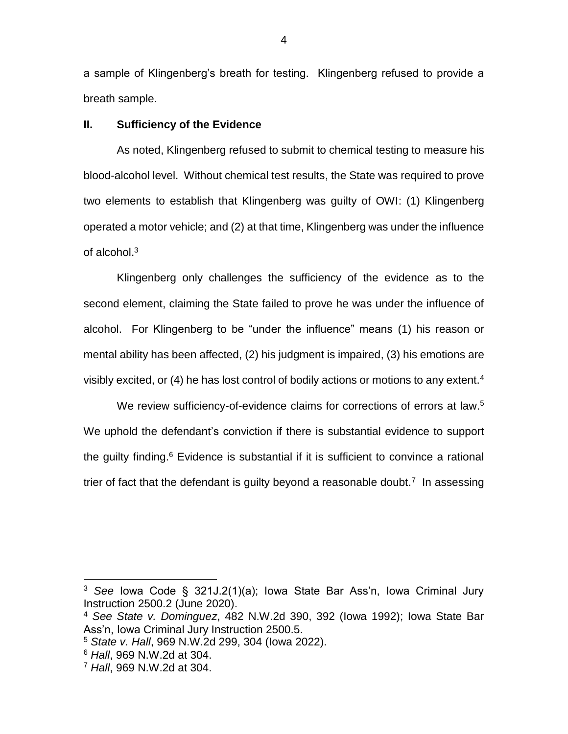a sample of Klingenberg's breath for testing. Klingenberg refused to provide a breath sample.

## II. Sufficiency of the Evidence

As noted, Klingenberg refused to submit to chemical testing to measure his blood-alcohol level. Without chemical test results, the State was required to prove two elements to establish that Klingenberg was guilty of OWI: (1) Klingenberg operated a motor vehicle; and (2) at that time, Klingenberg was under the influence of alcohol.[3]

Klingenberg only challenges the sufficiency of the evidence as to the second element, claiming the State failed to prove he was under the influence of alcohol. For Klingenberg to be "under the influence" means (1) his reason or mental ability has been affected, (2) his judgment is impaired, (3) his emotions are visibly excited, or (4) he has lost control of bodily actions or motions to any extent.[4]

We review sufficiency-of-evidence claims for corrections of errors at law.[5] We uphold the defendant's conviction if there is substantial evidence to support the guilty finding.[6] Evidence is substantial if it is sufficient to convince a rational trier of fact that the defendant is guilty beyond a reasonable doubt.[7] In assessing

---

[3] *See* Iowa Code § 321J.2(1)(a); Iowa State Bar Ass'n, Iowa Criminal Jury Instruction 2500.2 (June 2020).

[4] *See State v. Dominguez*, 482 N.W.2d 390, 392 (Iowa 1992); Iowa State Bar Ass'n, Iowa Criminal Jury Instruction 2500.5.

[5] *State v. Hall*, 969 N.W.2d 299, 304 (Iowa 2022).

[6] *Hall*, 969 N.W.2d at 304.

[7] *Hall*, 969 N.W.2d at 304.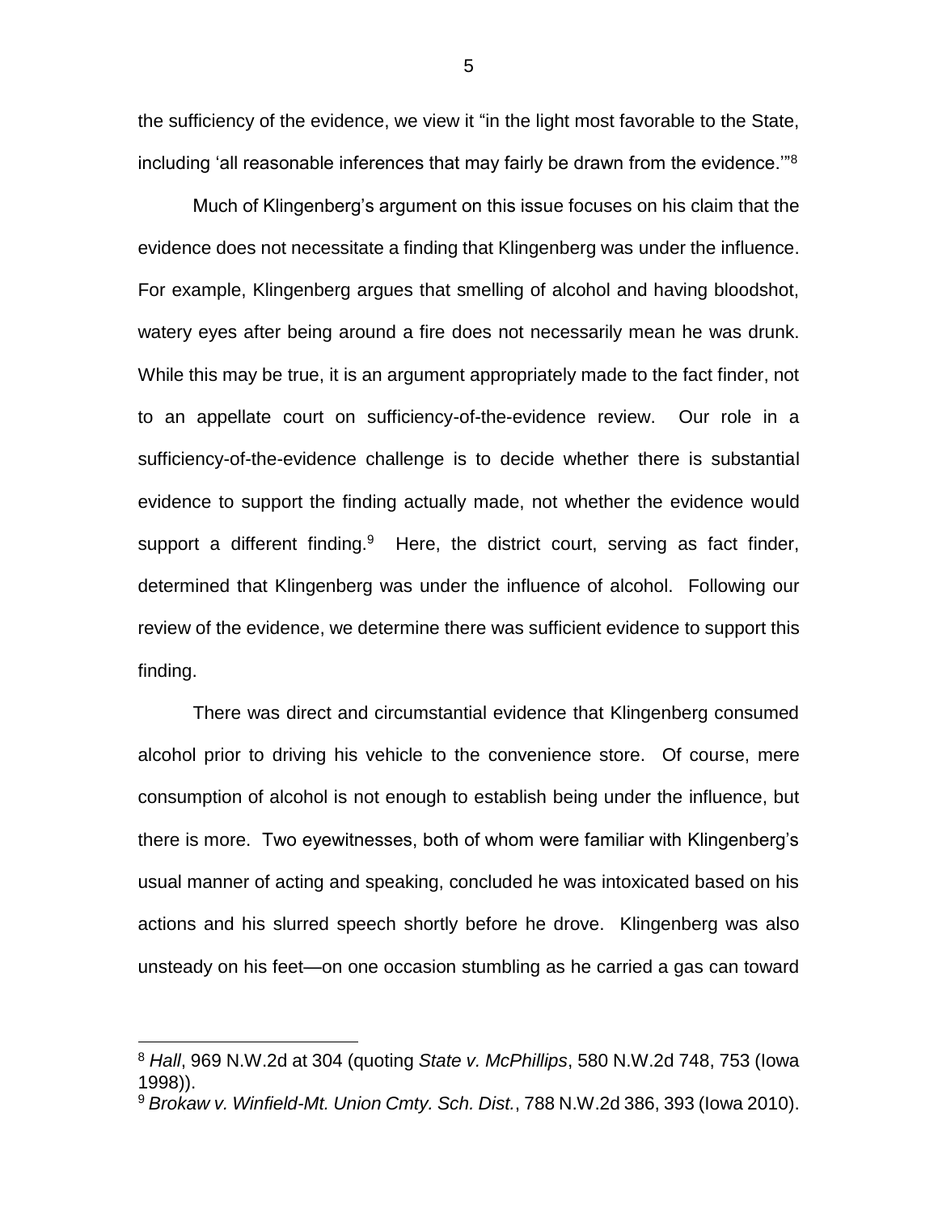the sufficiency of the evidence, we view it "in the light most favorable to the State, including 'all reasonable inferences that may fairly be drawn from the evidence.'"[8]

Much of Klingenberg's argument on this issue focuses on his claim that the evidence does not necessitate a finding that Klingenberg was under the influence. For example, Klingenberg argues that smelling of alcohol and having bloodshot, watery eyes after being around a fire does not necessarily mean he was drunk. While this may be true, it is an argument appropriately made to the fact finder, not to an appellate court on sufficiency-of-the-evidence review. Our role in a sufficiency-of-the-evidence challenge is to decide whether there is substantial evidence to support the finding actually made, not whether the evidence would support a different finding.[9] Here, the district court, serving as fact finder, determined that Klingenberg was under the influence of alcohol. Following our review of the evidence, we determine there was sufficient evidence to support this finding.

There was direct and circumstantial evidence that Klingenberg consumed alcohol prior to driving his vehicle to the convenience store. Of course, mere consumption of alcohol is not enough to establish being under the influence, but there is more. Two eyewitnesses, both of whom were familiar with Klingenberg's usual manner of acting and speaking, concluded he was intoxicated based on his actions and his slurred speech shortly before he drove. Klingenberg was also unsteady on his feet—on one occasion stumbling as he carried a gas can toward

---

[8] *Hall*, 969 N.W.2d at 304 (quoting *State v. McPhillips*, 580 N.W.2d 748, 753 (Iowa 1998)).

[9] *Brokaw v. Winfield-Mt. Union Cmty. Sch. Dist.*, 788 N.W.2d 386, 393 (Iowa 2010).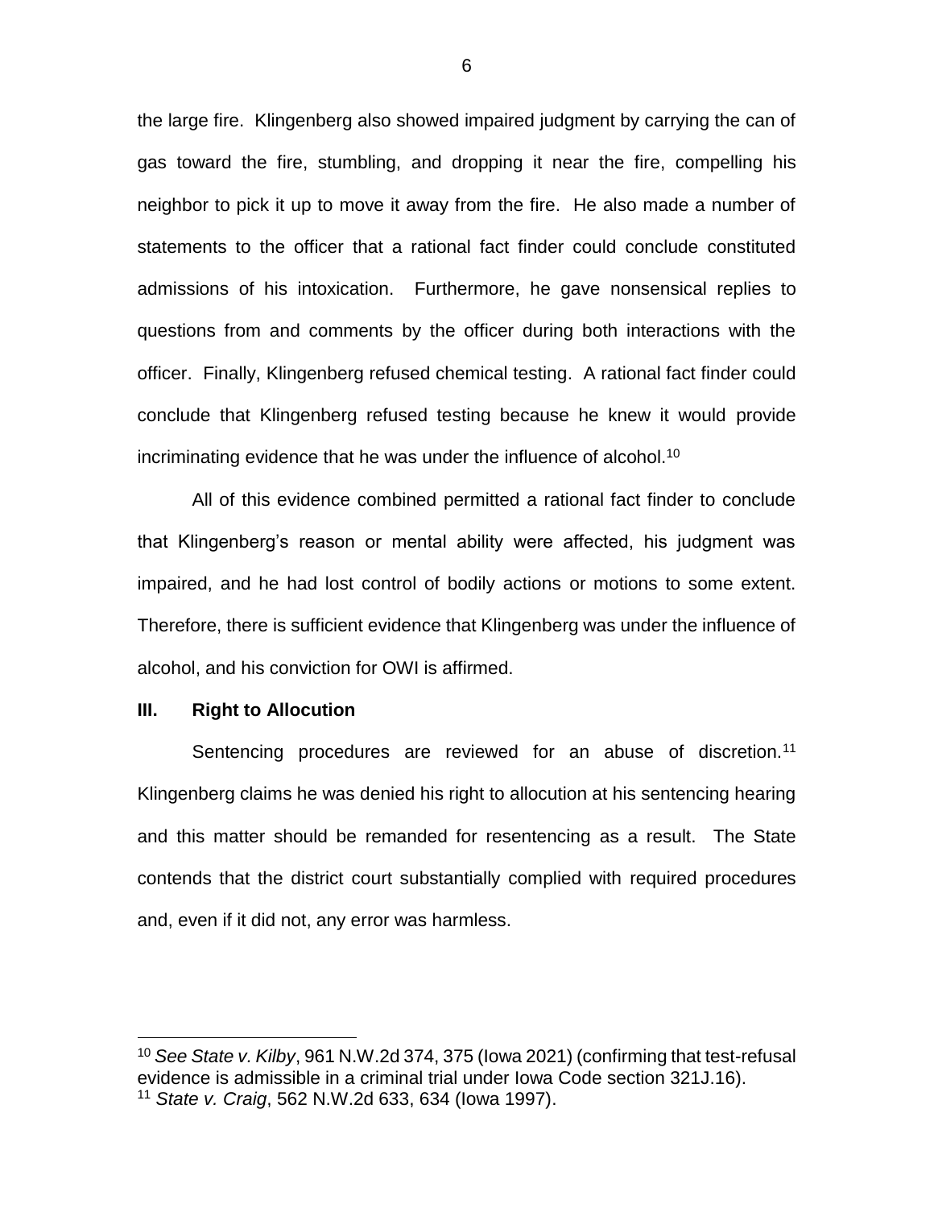the large fire. Klingenberg also showed impaired judgment by carrying the can of gas toward the fire, stumbling, and dropping it near the fire, compelling his neighbor to pick it up to move it away from the fire. He also made a number of statements to the officer that a rational fact finder could conclude constituted admissions of his intoxication. Furthermore, he gave nonsensical replies to questions from and comments by the officer during both interactions with the officer. Finally, Klingenberg refused chemical testing. A rational fact finder could conclude that Klingenberg refused testing because he knew it would provide incriminating evidence that he was under the influence of alcohol.[10]

All of this evidence combined permitted a rational fact finder to conclude that Klingenberg's reason or mental ability were affected, his judgment was impaired, and he had lost control of bodily actions or motions to some extent. Therefore, there is sufficient evidence that Klingenberg was under the influence of alcohol, and his conviction for OWI is affirmed.

## III. Right to Allocution

Sentencing procedures are reviewed for an abuse of discretion.[11] Klingenberg claims he was denied his right to allocution at his sentencing hearing and this matter should be remanded for resentencing as a result. The State contends that the district court substantially complied with required procedures and, even if it did not, any error was harmless.

---

[10] *See State v. Kilby*, 961 N.W.2d 374, 375 (Iowa 2021) (confirming that test-refusal evidence is admissible in a criminal trial under Iowa Code section 321J.16).

[11] *State v. Craig*, 562 N.W.2d 633, 634 (Iowa 1997).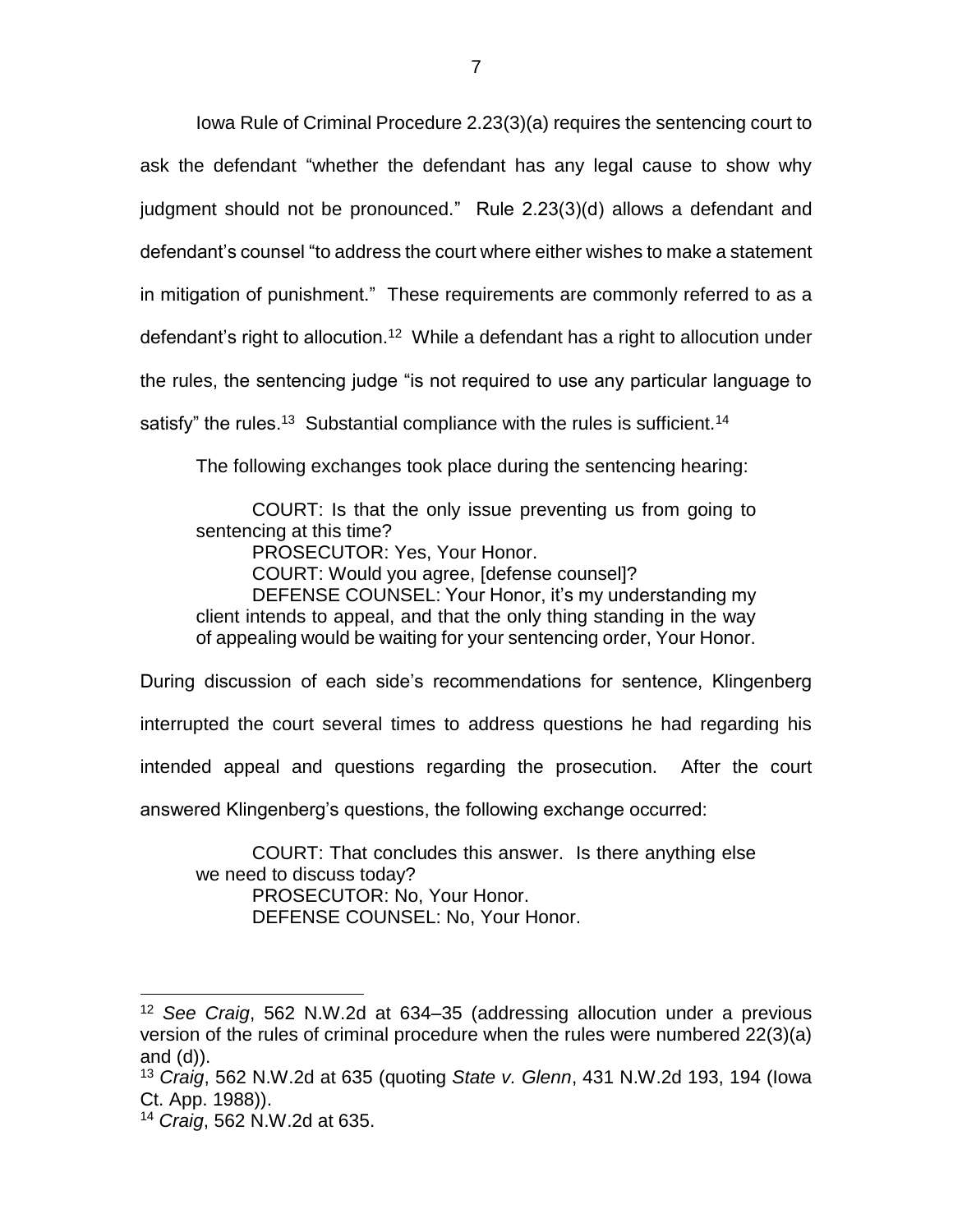Iowa Rule of Criminal Procedure 2.23(3)(a) requires the sentencing court to ask the defendant "whether the defendant has any legal cause to show why judgment should not be pronounced." Rule 2.23(3)(d) allows a defendant and defendant's counsel "to address the court where either wishes to make a statement in mitigation of punishment." These requirements are commonly referred to as a defendant's right to allocution.[12] While a defendant has a right to allocution under the rules, the sentencing judge "is not required to use any particular language to satisfy" the rules.[13] Substantial compliance with the rules is sufficient.[14]

The following exchanges took place during the sentencing hearing:

> COURT: Is that the only issue preventing us from going to sentencing at this time?
> PROSECUTOR: Yes, Your Honor.
> COURT: Would you agree, [defense counsel]?
> DEFENSE COUNSEL: Your Honor, it's my understanding my client intends to appeal, and that the only thing standing in the way of appealing would be waiting for your sentencing order, Your Honor.

During discussion of each side's recommendations for sentence, Klingenberg interrupted the court several times to address questions he had regarding his intended appeal and questions regarding the prosecution. After the court answered Klingenberg's questions, the following exchange occurred:

> COURT: That concludes this answer. Is there anything else we need to discuss today?
> PROSECUTOR: No, Your Honor.
> DEFENSE COUNSEL: No, Your Honor.

---

[12] *See Craig*, 562 N.W.2d at 634–35 (addressing allocution under a previous version of the rules of criminal procedure when the rules were numbered 22(3)(a) and (d)).

[13] *Craig*, 562 N.W.2d at 635 (quoting *State v. Glenn*, 431 N.W.2d 193, 194 (Iowa Ct. App. 1988)).

[14] *Craig*, 562 N.W.2d at 635.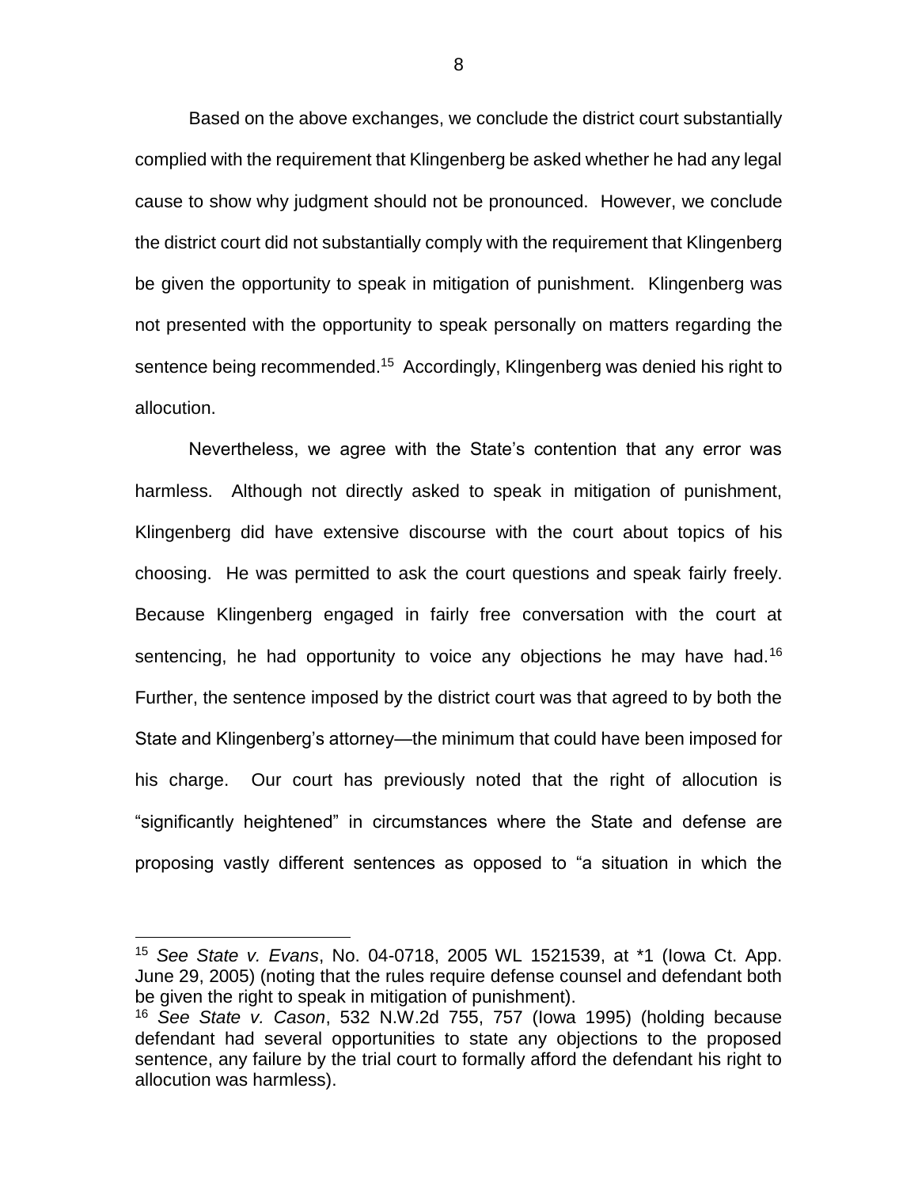Based on the above exchanges, we conclude the district court substantially complied with the requirement that Klingenberg be asked whether he had any legal cause to show why judgment should not be pronounced. However, we conclude the district court did not substantially comply with the requirement that Klingenberg be given the opportunity to speak in mitigation of punishment. Klingenberg was not presented with the opportunity to speak personally on matters regarding the sentence being recommended.[15] Accordingly, Klingenberg was denied his right to allocution.

Nevertheless, we agree with the State's contention that any error was harmless. Although not directly asked to speak in mitigation of punishment, Klingenberg did have extensive discourse with the court about topics of his choosing. He was permitted to ask the court questions and speak fairly freely. Because Klingenberg engaged in fairly free conversation with the court at sentencing, he had opportunity to voice any objections he may have had.[16] Further, the sentence imposed by the district court was that agreed to by both the State and Klingenberg's attorney—the minimum that could have been imposed for his charge. Our court has previously noted that the right of allocution is "significantly heightened" in circumstances where the State and defense are proposing vastly different sentences as opposed to "a situation in which the

---

[15] *See State v. Evans*, No. 04-0718, 2005 WL 1521539, at *1 (Iowa Ct. App. June 29, 2005) (noting that the rules require defense counsel and defendant both be given the right to speak in mitigation of punishment).

[16] *See State v. Cason*, 532 N.W.2d 755, 757 (Iowa 1995) (holding because defendant had several opportunities to state any objections to the proposed sentence, any failure by the trial court to formally afford the defendant his right to allocution was harmless).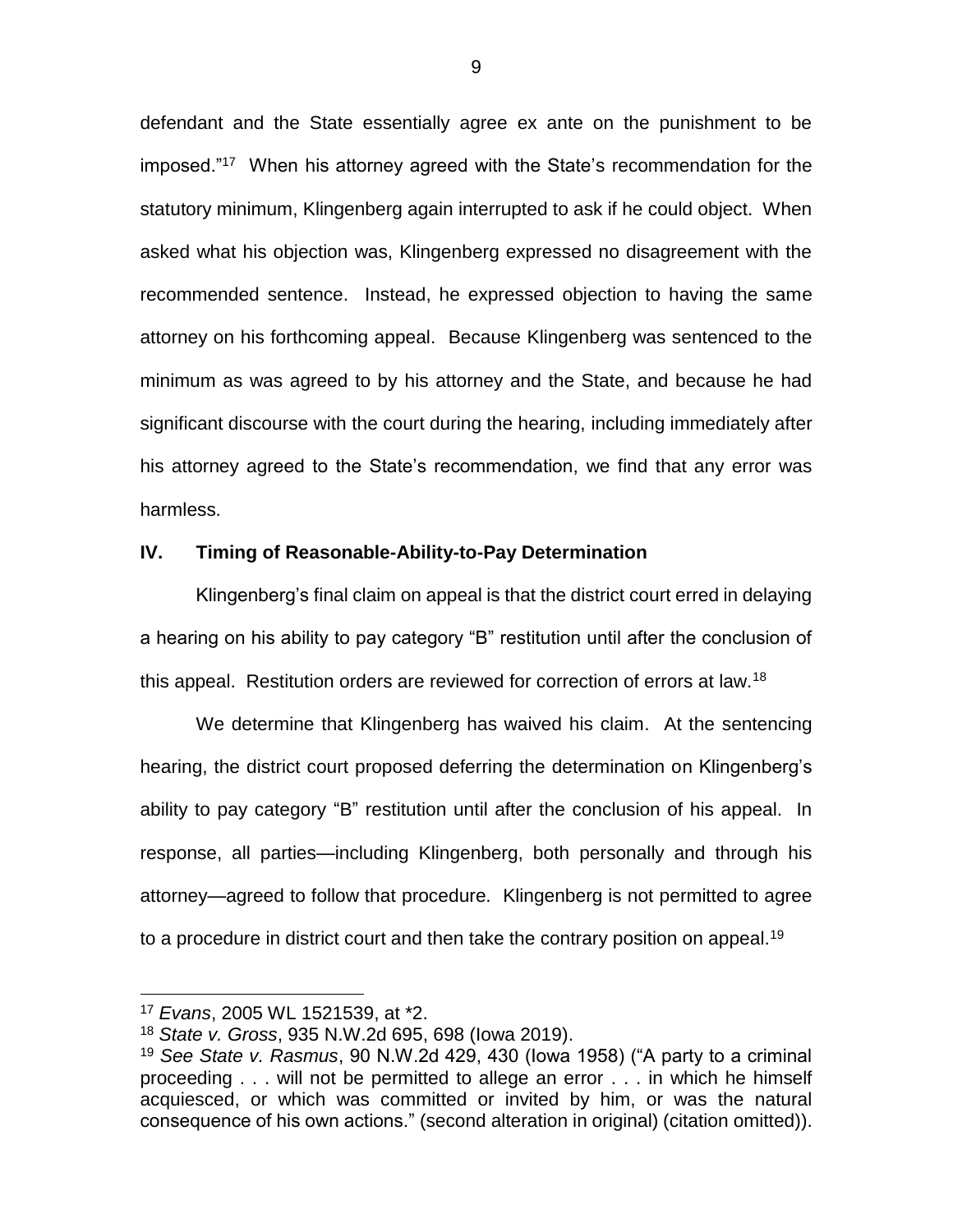defendant and the State essentially agree ex ante on the punishment to be imposed."[17] When his attorney agreed with the State's recommendation for the statutory minimum, Klingenberg again interrupted to ask if he could object. When asked what his objection was, Klingenberg expressed no disagreement with the recommended sentence. Instead, he expressed objection to having the same attorney on his forthcoming appeal. Because Klingenberg was sentenced to the minimum as was agreed to by his attorney and the State, and because he had significant discourse with the court during the hearing, including immediately after his attorney agreed to the State's recommendation, we find that any error was harmless.

## IV. Timing of Reasonable-Ability-to-Pay Determination

Klingenberg's final claim on appeal is that the district court erred in delaying a hearing on his ability to pay category "B" restitution until after the conclusion of this appeal. Restitution orders are reviewed for correction of errors at law.[18]

We determine that Klingenberg has waived his claim. At the sentencing hearing, the district court proposed deferring the determination on Klingenberg's ability to pay category "B" restitution until after the conclusion of his appeal. In response, all parties—including Klingenberg, both personally and through his attorney—agreed to follow that procedure. Klingenberg is not permitted to agree to a procedure in district court and then take the contrary position on appeal.[19]

---

[17] *Evans*, 2005 WL 1521539, at *2.

[18] *State v. Gross*, 935 N.W.2d 695, 698 (Iowa 2019).

[19] *See State v. Rasmus*, 90 N.W.2d 429, 430 (Iowa 1958) ("A party to a criminal proceeding . . . will not be permitted to allege an error . . . in which he himself acquiesced, or which was committed or invited by him, or was the natural consequence of his own actions." (second alteration in original) (citation omitted)).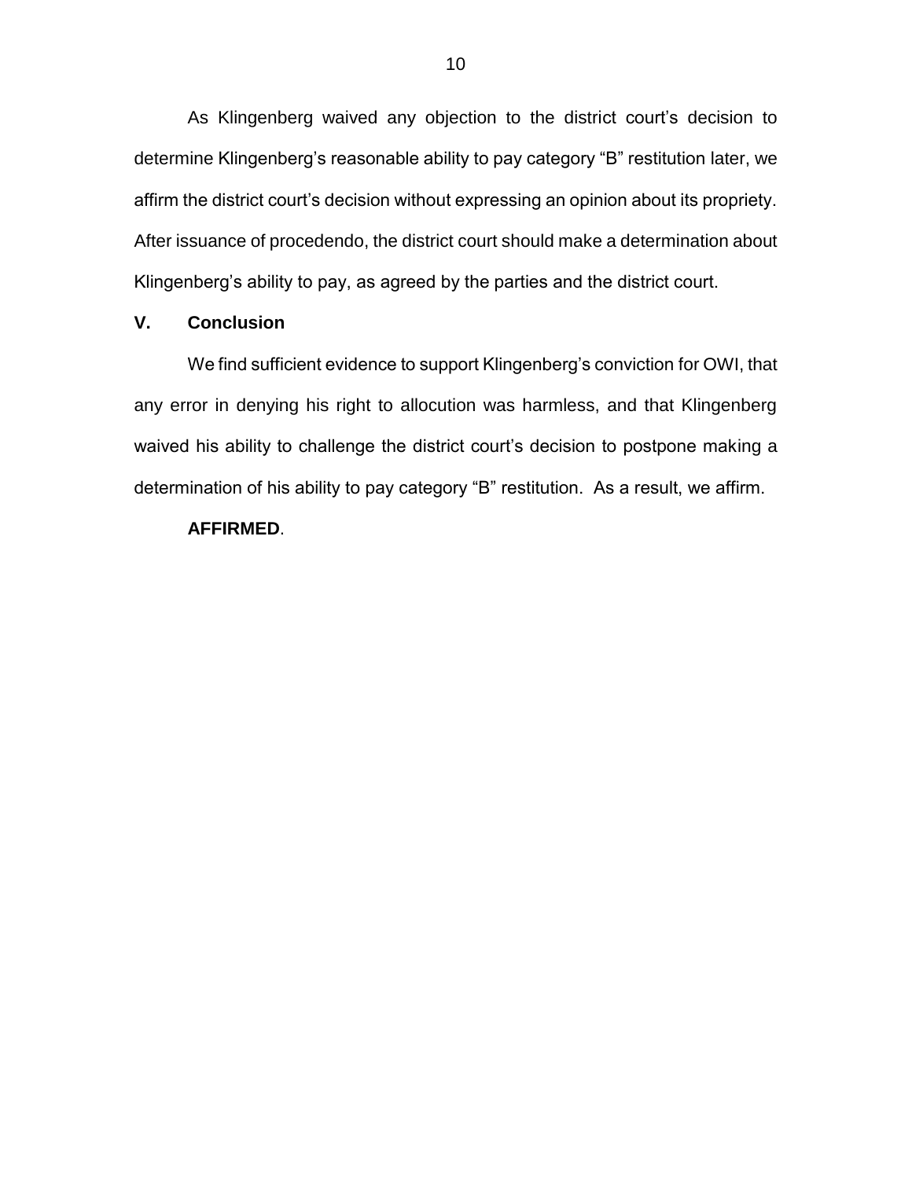As Klingenberg waived any objection to the district court's decision to determine Klingenberg's reasonable ability to pay category "B" restitution later, we affirm the district court's decision without expressing an opinion about its propriety. After issuance of procedendo, the district court should make a determination about Klingenberg's ability to pay, as agreed by the parties and the district court.

## V. Conclusion

We find sufficient evidence to support Klingenberg's conviction for OWI, that any error in denying his right to allocution was harmless, and that Klingenberg waived his ability to challenge the district court's decision to postpone making a determination of his ability to pay category "B" restitution. As a result, we affirm.

**AFFIRMED**.